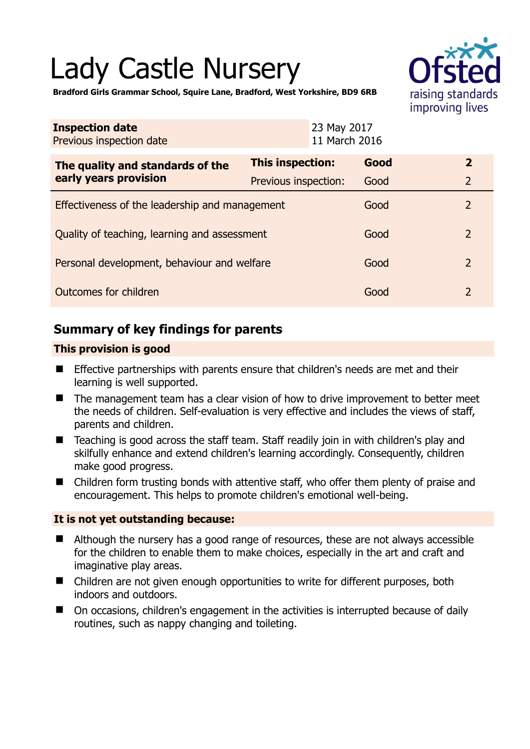# Lady Castle Nursery

**Bradford Girls Grammar School, Squire Lane, Bradford, West Yorkshire, BD9 6RB**

| **Inspection date** | 23 May 2017 |
|---|---|
| Previous inspection date | 11 March 2016 |

| **The quality and standards of the early years provision** | **This inspection:** | **Good** | **2** |
|---|---|---|---|
| | Previous inspection: | Good | 2 |
| Effectiveness of the leadership and management | | Good | 2 |
| Quality of teaching, learning and assessment | | Good | 2 |
| Personal development, behaviour and welfare | | Good | 2 |
| Outcomes for children | | Good | 2 |

## Summary of key findings for parents

### This provision is good

- Effective partnerships with parents ensure that children's needs are met and their learning is well supported.
- The management team has a clear vision of how to drive improvement to better meet the needs of children. Self-evaluation is very effective and includes the views of staff, parents and children.
- Teaching is good across the staff team. Staff readily join in with children's play and skilfully enhance and extend children's learning accordingly. Consequently, children make good progress.
- Children form trusting bonds with attentive staff, who offer them plenty of praise and encouragement. This helps to promote children's emotional well-being.

### It is not yet outstanding because:

- Although the nursery has a good range of resources, these are not always accessible for the children to enable them to make choices, especially in the art and craft and imaginative play areas.
- Children are not given enough opportunities to write for different purposes, both indoors and outdoors.
- On occasions, children's engagement in the activities is interrupted because of daily routines, such as nappy changing and toileting.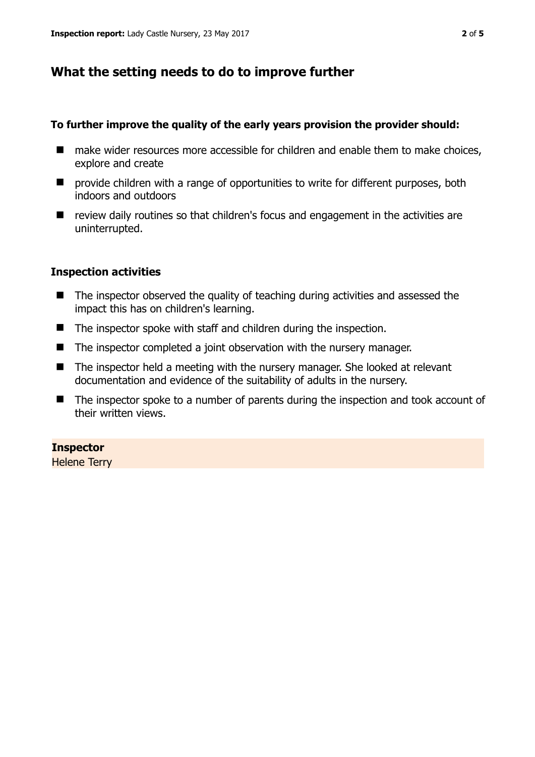## What the setting needs to do to improve further

**To further improve the quality of the early years provision the provider should:**

- make wider resources more accessible for children and enable them to make choices, explore and create
- provide children with a range of opportunities to write for different purposes, both indoors and outdoors
- review daily routines so that children's focus and engagement in the activities are uninterrupted.

### Inspection activities

- The inspector observed the quality of teaching during activities and assessed the impact this has on children's learning.
- The inspector spoke with staff and children during the inspection.
- The inspector completed a joint observation with the nursery manager.
- The inspector held a meeting with the nursery manager. She looked at relevant documentation and evidence of the suitability of adults in the nursery.
- The inspector spoke to a number of parents during the inspection and took account of their written views.

**Inspector**
Helene Terry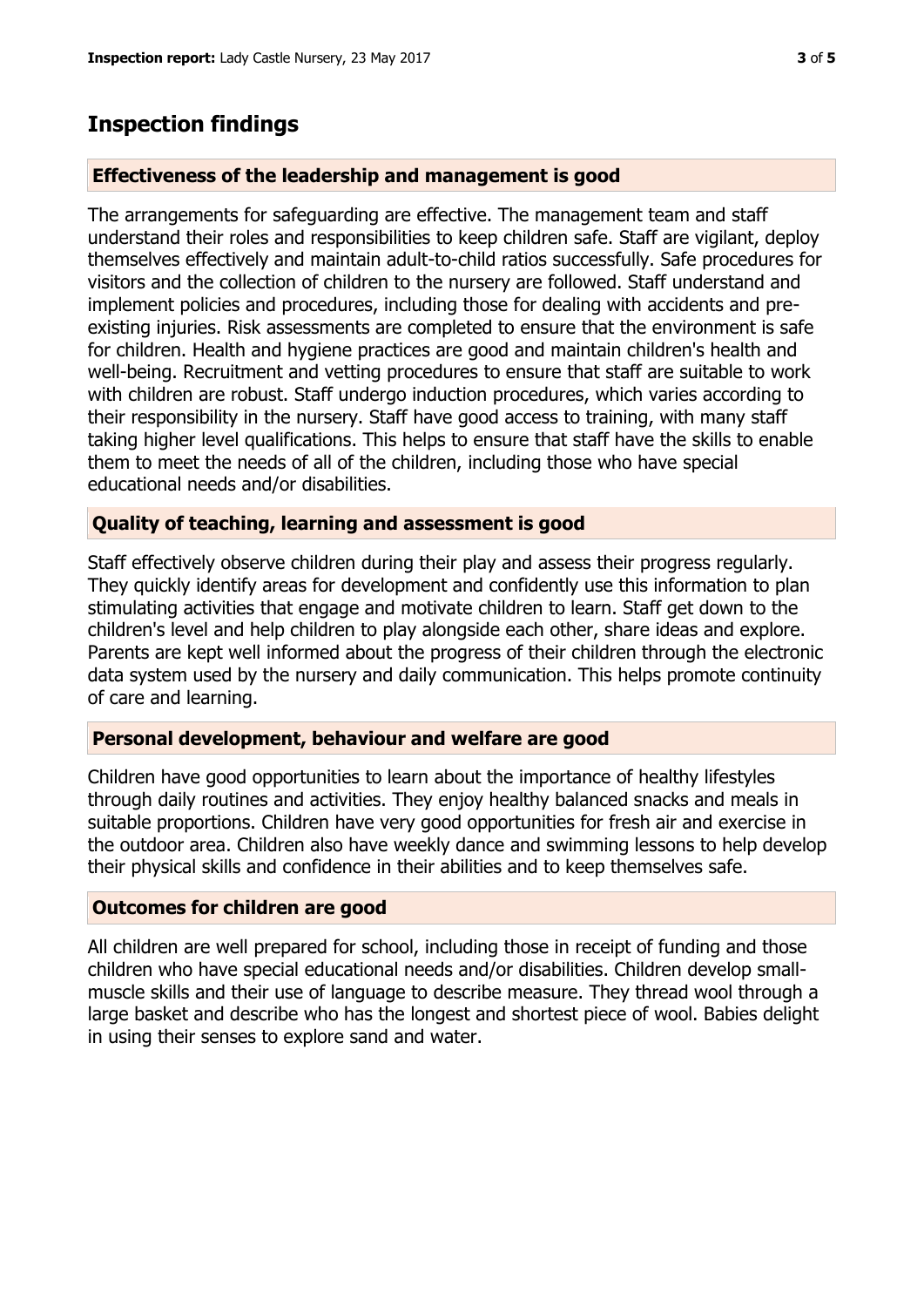## Inspection findings

### Effectiveness of the leadership and management is good

The arrangements for safeguarding are effective. The management team and staff understand their roles and responsibilities to keep children safe. Staff are vigilant, deploy themselves effectively and maintain adult-to-child ratios successfully. Safe procedures for visitors and the collection of children to the nursery are followed. Staff understand and implement policies and procedures, including those for dealing with accidents and pre-existing injuries. Risk assessments are completed to ensure that the environment is safe for children. Health and hygiene practices are good and maintain children's health and well-being. Recruitment and vetting procedures to ensure that staff are suitable to work with children are robust. Staff undergo induction procedures, which varies according to their responsibility in the nursery. Staff have good access to training, with many staff taking higher level qualifications. This helps to ensure that staff have the skills to enable them to meet the needs of all of the children, including those who have special educational needs and/or disabilities.

### Quality of teaching, learning and assessment is good

Staff effectively observe children during their play and assess their progress regularly. They quickly identify areas for development and confidently use this information to plan stimulating activities that engage and motivate children to learn. Staff get down to the children's level and help children to play alongside each other, share ideas and explore. Parents are kept well informed about the progress of their children through the electronic data system used by the nursery and daily communication. This helps promote continuity of care and learning.

### Personal development, behaviour and welfare are good

Children have good opportunities to learn about the importance of healthy lifestyles through daily routines and activities. They enjoy healthy balanced snacks and meals in suitable proportions. Children have very good opportunities for fresh air and exercise in the outdoor area. Children also have weekly dance and swimming lessons to help develop their physical skills and confidence in their abilities and to keep themselves safe.

### Outcomes for children are good

All children are well prepared for school, including those in receipt of funding and those children who have special educational needs and/or disabilities. Children develop small-muscle skills and their use of language to describe measure. They thread wool through a large basket and describe who has the longest and shortest piece of wool. Babies delight in using their senses to explore sand and water.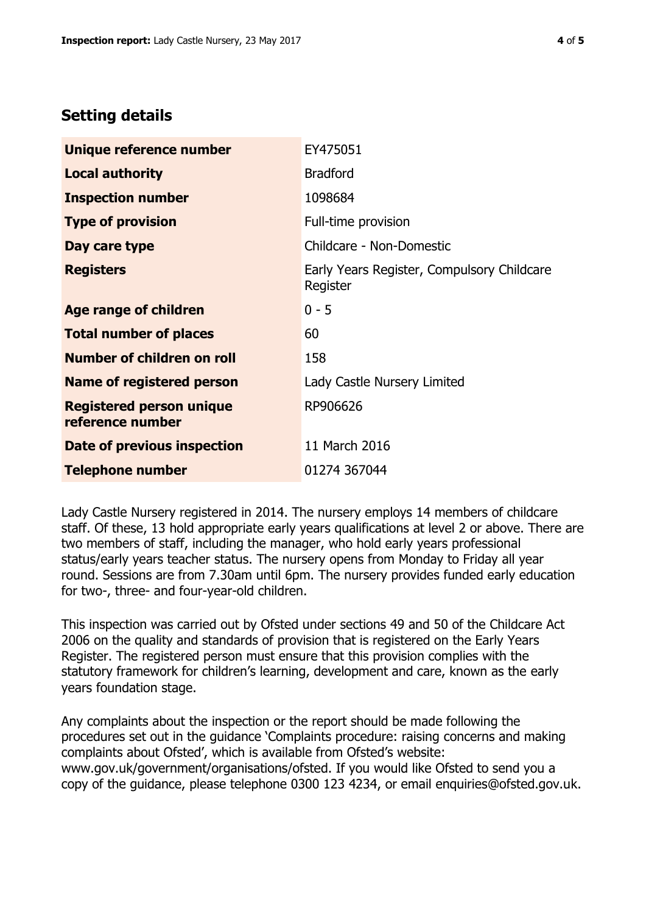## Setting details

| | |
|---|---|
| **Unique reference number** | EY475051 |
| **Local authority** | Bradford |
| **Inspection number** | 1098684 |
| **Type of provision** | Full-time provision |
| **Day care type** | Childcare - Non-Domestic |
| **Registers** | Early Years Register, Compulsory Childcare Register |
| **Age range of children** | 0 - 5 |
| **Total number of places** | 60 |
| **Number of children on roll** | 158 |
| **Name of registered person** | Lady Castle Nursery Limited |
| **Registered person unique reference number** | RP906626 |
| **Date of previous inspection** | 11 March 2016 |
| **Telephone number** | 01274 367044 |

Lady Castle Nursery registered in 2014. The nursery employs 14 members of childcare staff. Of these, 13 hold appropriate early years qualifications at level 2 or above. There are two members of staff, including the manager, who hold early years professional status/early years teacher status. The nursery opens from Monday to Friday all year round. Sessions are from 7.30am until 6pm. The nursery provides funded early education for two-, three- and four-year-old children.

This inspection was carried out by Ofsted under sections 49 and 50 of the Childcare Act 2006 on the quality and standards of provision that is registered on the Early Years Register. The registered person must ensure that this provision complies with the statutory framework for children's learning, development and care, known as the early years foundation stage.

Any complaints about the inspection or the report should be made following the procedures set out in the guidance 'Complaints procedure: raising concerns and making complaints about Ofsted', which is available from Ofsted's website: www.gov.uk/government/organisations/ofsted. If you would like Ofsted to send you a copy of the guidance, please telephone 0300 123 4234, or email enquiries@ofsted.gov.uk.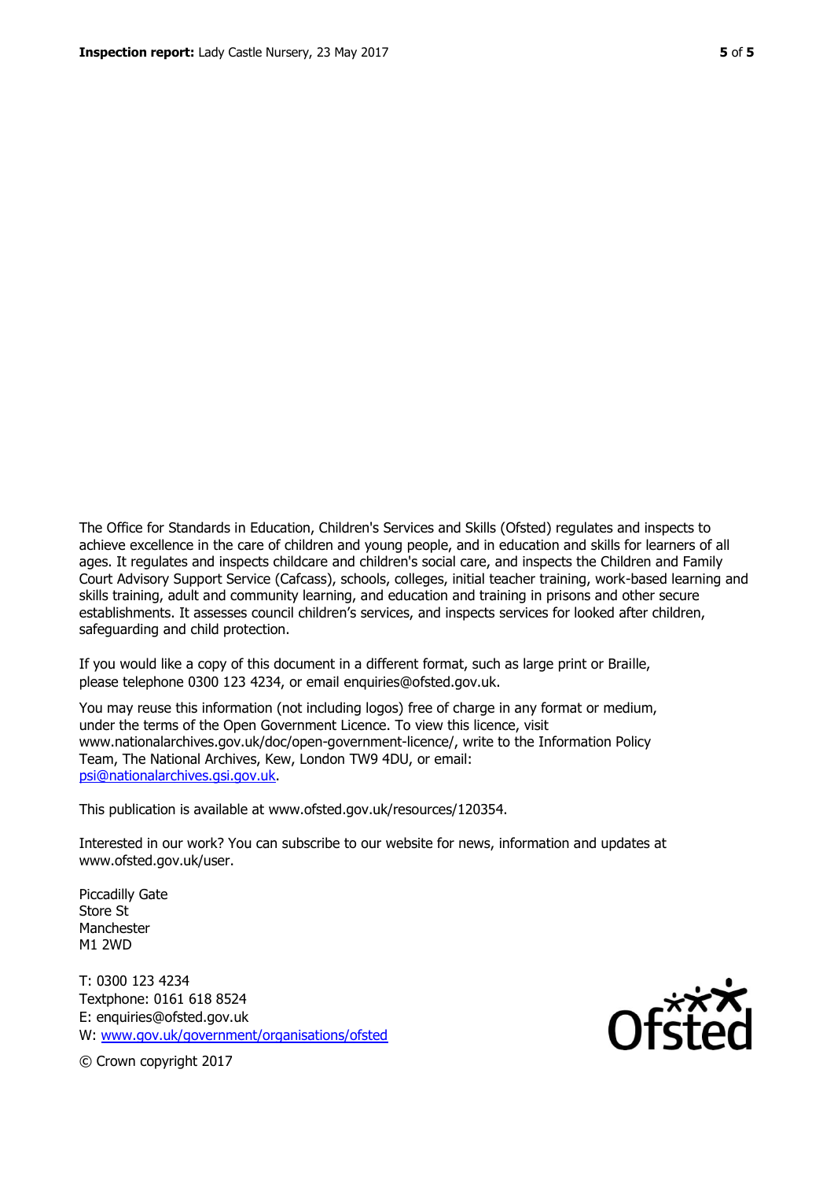The Office for Standards in Education, Children's Services and Skills (Ofsted) regulates and inspects to achieve excellence in the care of children and young people, and in education and skills for learners of all ages. It regulates and inspects childcare and children's social care, and inspects the Children and Family Court Advisory Support Service (Cafcass), schools, colleges, initial teacher training, work-based learning and skills training, adult and community learning, and education and training in prisons and other secure establishments. It assesses council children's services, and inspects services for looked after children, safeguarding and child protection.

If you would like a copy of this document in a different format, such as large print or Braille, please telephone 0300 123 4234, or email enquiries@ofsted.gov.uk.

You may reuse this information (not including logos) free of charge in any format or medium, under the terms of the Open Government Licence. To view this licence, visit www.nationalarchives.gov.uk/doc/open-government-licence/, write to the Information Policy Team, The National Archives, Kew, London TW9 4DU, or email: psi@nationalarchives.gsi.gov.uk.

This publication is available at www.ofsted.gov.uk/resources/120354.

Interested in our work? You can subscribe to our website for news, information and updates at www.ofsted.gov.uk/user.

Piccadilly Gate
Store St
Manchester
M1 2WD

T: 0300 123 4234
Textphone: 0161 618 8524
E: enquiries@ofsted.gov.uk
W: www.gov.uk/government/organisations/ofsted

© Crown copyright 2017